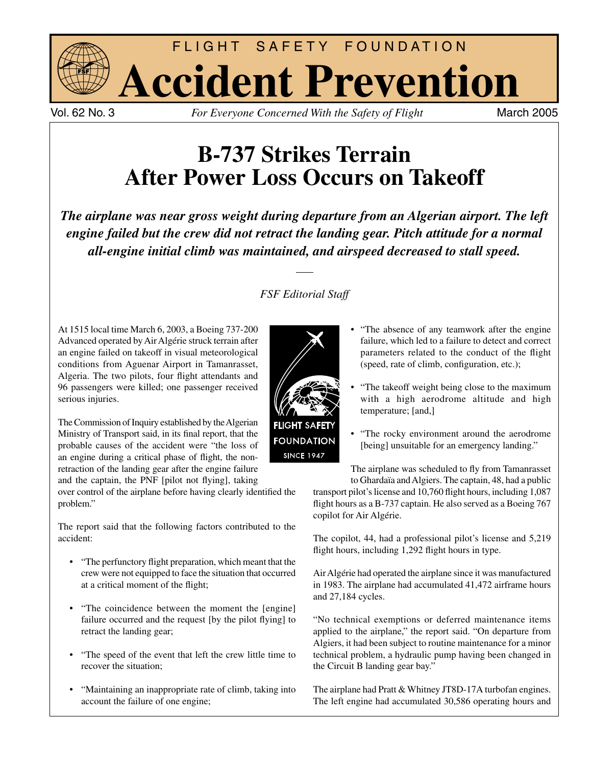# FLIGHT SAFETY FOUNDATION

# Accident Prevention

Vol. 62 No. 3 *For Everyone Concerned With the Safety of Flight* March 2005

## B-737 Strikes Terrain After Power Loss Occurs on Takeoff

***The airplane was near gross weight during departure from an Algerian airport. The left engine failed but the crew did not retract the landing gear. Pitch attitude for a normal all-engine initial climb was maintained, and airspeed decreased to stall speed.***

*FSF Editorial Staff*

At 1515 local time March 6, 2003, a Boeing 737-200 Advanced operated by Air Algérie struck terrain after an engine failed on takeoff in visual meteorological conditions from Aguenar Airport in Tamanrasset, Algeria. The two pilots, four flight attendants and 96 passengers were killed; one passenger received serious injuries.

The Commission of Inquiry established by the Algerian Ministry of Transport said, in its final report, that the probable causes of the accident were "the loss of an engine during a critical phase of flight, the non-retraction of the landing gear after the engine failure and the captain, the PNF [pilot not flying], taking over control of the airplane before having clearly identified the problem."

The report said that the following factors contributed to the accident:

- "The perfunctory flight preparation, which meant that the crew were not equipped to face the situation that occurred at a critical moment of the flight;
- "The coincidence between the moment the [engine] failure occurred and the request [by the pilot flying] to retract the landing gear;
- "The speed of the event that left the crew little time to recover the situation;
- "Maintaining an inappropriate rate of climb, taking into account the failure of one engine;
- "The absence of any teamwork after the engine failure, which led to a failure to detect and correct parameters related to the conduct of the flight (speed, rate of climb, configuration, etc.);
- "The takeoff weight being close to the maximum with a high aerodrome altitude and high temperature; [and,]
- "The rocky environment around the aerodrome [being] unsuitable for an emergency landing."

The airplane was scheduled to fly from Tamanrasset to Ghardaïa and Algiers. The captain, 48, had a public transport pilot's license and 10,760 flight hours, including 1,087 flight hours as a B-737 captain. He also served as a Boeing 767 copilot for Air Algérie.

The copilot, 44, had a professional pilot's license and 5,219 flight hours, including 1,292 flight hours in type.

Air Algérie had operated the airplane since it was manufactured in 1983. The airplane had accumulated 41,472 airframe hours and 27,184 cycles.

"No technical exemptions or deferred maintenance items applied to the airplane," the report said. "On departure from Algiers, it had been subject to routine maintenance for a minor technical problem, a hydraulic pump having been changed in the Circuit B landing gear bay."

The airplane had Pratt & Whitney JT8D-17A turbofan engines. The left engine had accumulated 30,586 operating hours and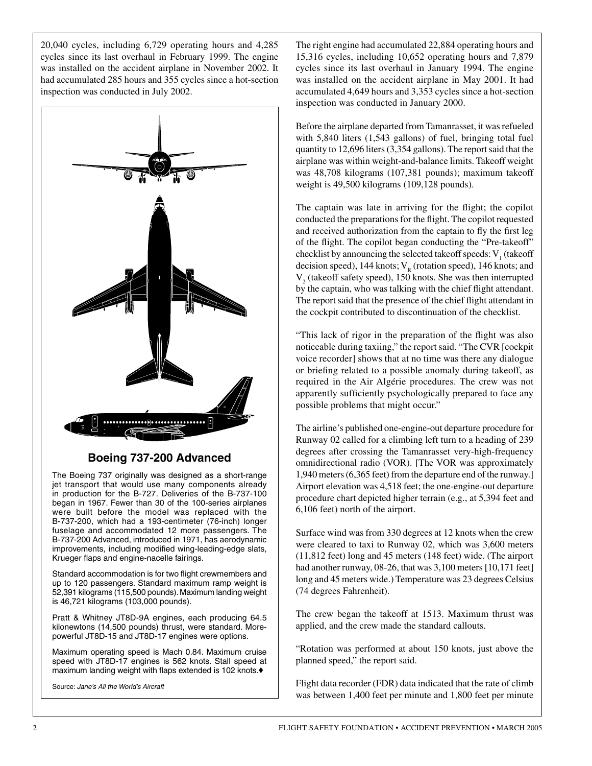20,040 cycles, including 6,729 operating hours and 4,285 cycles since its last overhaul in February 1999. The engine was installed on the accident airplane in November 2002. It had accumulated 285 hours and 355 cycles since a hot-section inspection was conducted in July 2002.

## Boeing 737-200 Advanced

The Boeing 737 originally was designed as a short-range jet transport that would use many components already in production for the B-727. Deliveries of the B-737-100 began in 1967. Fewer than 30 of the 100-series airplanes were built before the model was replaced with the B-737-200, which had a 193-centimeter (76-inch) longer fuselage and accommodated 12 more passengers. The B-737-200 Advanced, introduced in 1971, has aerodynamic improvements, including modified wing-leading-edge slats, Krueger flaps and engine-nacelle fairings.

Standard accommodation is for two flight crewmembers and up to 120 passengers. Standard maximum ramp weight is 52,391 kilograms (115,500 pounds). Maximum landing weight is 46,721 kilograms (103,000 pounds).

Pratt & Whitney JT8D-9A engines, each producing 64.5 kilonewtons (14,500 pounds) thrust, were standard. More-powerful JT8D-15 and JT8D-17 engines were options.

Maximum operating speed is Mach 0.84. Maximum cruise speed with JT8D-17 engines is 562 knots. Stall speed at maximum landing weight with flaps extended is 102 knots.♦

Source: *Jane's All the World's Aircraft*

The right engine had accumulated 22,884 operating hours and 15,316 cycles, including 10,652 operating hours and 7,879 cycles since its last overhaul in January 1994. The engine was installed on the accident airplane in May 2001. It had accumulated 4,649 hours and 3,353 cycles since a hot-section inspection was conducted in January 2000.

Before the airplane departed from Tamanrasset, it was refueled with 5,840 liters (1,543 gallons) of fuel, bringing total fuel quantity to 12,696 liters (3,354 gallons). The report said that the airplane was within weight-and-balance limits. Takeoff weight was 48,708 kilograms (107,381 pounds); maximum takeoff weight is 49,500 kilograms (109,128 pounds).

The captain was late in arriving for the flight; the copilot conducted the preparations for the flight. The copilot requested and received authorization from the captain to fly the first leg of the flight. The copilot began conducting the "Pre-takeoff" checklist by announcing the selected takeoff speeds: $V_1$ (takeoff decision speed), 144 knots; $V_R$ (rotation speed), 146 knots; and $V_2$ (takeoff safety speed), 150 knots. She was then interrupted by the captain, who was talking with the chief flight attendant. The report said that the presence of the chief flight attendant in the cockpit contributed to discontinuation of the checklist.

"This lack of rigor in the preparation of the flight was also noticeable during taxiing," the report said. "The CVR [cockpit voice recorder] shows that at no time was there any dialogue or briefing related to a possible anomaly during takeoff, as required in the Air Algérie procedures. The crew was not apparently sufficiently psychologically prepared to face any possible problems that might occur."

The airline's published one-engine-out departure procedure for Runway 02 called for a climbing left turn to a heading of 239 degrees after crossing the Tamanrasset very-high-frequency omnidirectional radio (VOR). [The VOR was approximately 1,940 meters (6,365 feet) from the departure end of the runway.] Airport elevation was 4,518 feet; the one-engine-out departure procedure chart depicted higher terrain (e.g., at 5,394 feet and 6,106 feet) north of the airport.

Surface wind was from 330 degrees at 12 knots when the crew were cleared to taxi to Runway 02, which was 3,600 meters (11,812 feet) long and 45 meters (148 feet) wide. (The airport had another runway, 08-26, that was 3,100 meters [10,171 feet] long and 45 meters wide.) Temperature was 23 degrees Celsius (74 degrees Fahrenheit).

The crew began the takeoff at 1513. Maximum thrust was applied, and the crew made the standard callouts.

"Rotation was performed at about 150 knots, just above the planned speed," the report said.

Flight data recorder (FDR) data indicated that the rate of climb was between 1,400 feet per minute and 1,800 feet per minute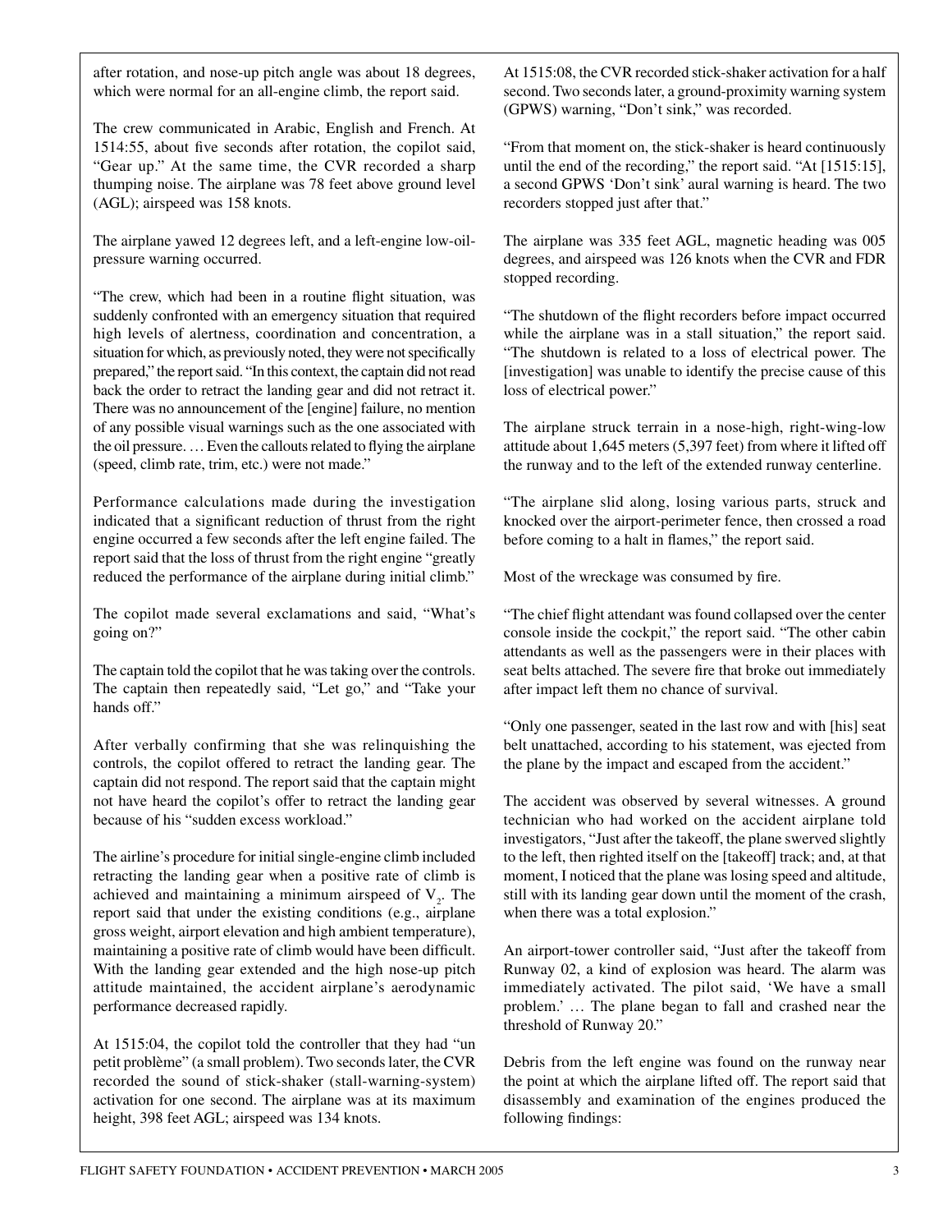after rotation, and nose-up pitch angle was about 18 degrees, which were normal for an all-engine climb, the report said.

The crew communicated in Arabic, English and French. At 1514:55, about five seconds after rotation, the copilot said, "Gear up." At the same time, the CVR recorded a sharp thumping noise. The airplane was 78 feet above ground level (AGL); airspeed was 158 knots.

The airplane yawed 12 degrees left, and a left-engine low-oil-pressure warning occurred.

"The crew, which had been in a routine flight situation, was suddenly confronted with an emergency situation that required high levels of alertness, coordination and concentration, a situation for which, as previously noted, they were not specifically prepared," the report said. "In this context, the captain did not read back the order to retract the landing gear and did not retract it. There was no announcement of the [engine] failure, no mention of any possible visual warnings such as the one associated with the oil pressure. … Even the callouts related to flying the airplane (speed, climb rate, trim, etc.) were not made."

Performance calculations made during the investigation indicated that a significant reduction of thrust from the right engine occurred a few seconds after the left engine failed. The report said that the loss of thrust from the right engine "greatly reduced the performance of the airplane during initial climb."

The copilot made several exclamations and said, "What's going on?"

The captain told the copilot that he was taking over the controls. The captain then repeatedly said, "Let go," and "Take your hands off."

After verbally confirming that she was relinquishing the controls, the copilot offered to retract the landing gear. The captain did not respond. The report said that the captain might not have heard the copilot's offer to retract the landing gear because of his "sudden excess workload."

The airline's procedure for initial single-engine climb included retracting the landing gear when a positive rate of climb is achieved and maintaining a minimum airspeed of $V_2$. The report said that under the existing conditions (e.g., airplane gross weight, airport elevation and high ambient temperature), maintaining a positive rate of climb would have been difficult. With the landing gear extended and the high nose-up pitch attitude maintained, the accident airplane's aerodynamic performance decreased rapidly.

At 1515:04, the copilot told the controller that they had "un petit problème" (a small problem). Two seconds later, the CVR recorded the sound of stick-shaker (stall-warning-system) activation for one second. The airplane was at its maximum height, 398 feet AGL; airspeed was 134 knots.

At 1515:08, the CVR recorded stick-shaker activation for a half second. Two seconds later, a ground-proximity warning system (GPWS) warning, "Don't sink," was recorded.

"From that moment on, the stick-shaker is heard continuously until the end of the recording," the report said. "At [1515:15], a second GPWS 'Don't sink' aural warning is heard. The two recorders stopped just after that."

The airplane was 335 feet AGL, magnetic heading was 005 degrees, and airspeed was 126 knots when the CVR and FDR stopped recording.

"The shutdown of the flight recorders before impact occurred while the airplane was in a stall situation," the report said. "The shutdown is related to a loss of electrical power. The [investigation] was unable to identify the precise cause of this loss of electrical power."

The airplane struck terrain in a nose-high, right-wing-low attitude about 1,645 meters (5,397 feet) from where it lifted off the runway and to the left of the extended runway centerline.

"The airplane slid along, losing various parts, struck and knocked over the airport-perimeter fence, then crossed a road before coming to a halt in flames," the report said.

Most of the wreckage was consumed by fire.

"The chief flight attendant was found collapsed over the center console inside the cockpit," the report said. "The other cabin attendants as well as the passengers were in their places with seat belts attached. The severe fire that broke out immediately after impact left them no chance of survival.

"Only one passenger, seated in the last row and with [his] seat belt unattached, according to his statement, was ejected from the plane by the impact and escaped from the accident."

The accident was observed by several witnesses. A ground technician who had worked on the accident airplane told investigators, "Just after the takeoff, the plane swerved slightly to the left, then righted itself on the [takeoff] track; and, at that moment, I noticed that the plane was losing speed and altitude, still with its landing gear down until the moment of the crash, when there was a total explosion."

An airport-tower controller said, "Just after the takeoff from Runway 02, a kind of explosion was heard. The alarm was immediately activated. The pilot said, 'We have a small problem.' … The plane began to fall and crashed near the threshold of Runway 20."

Debris from the left engine was found on the runway near the point at which the airplane lifted off. The report said that disassembly and examination of the engines produced the following findings: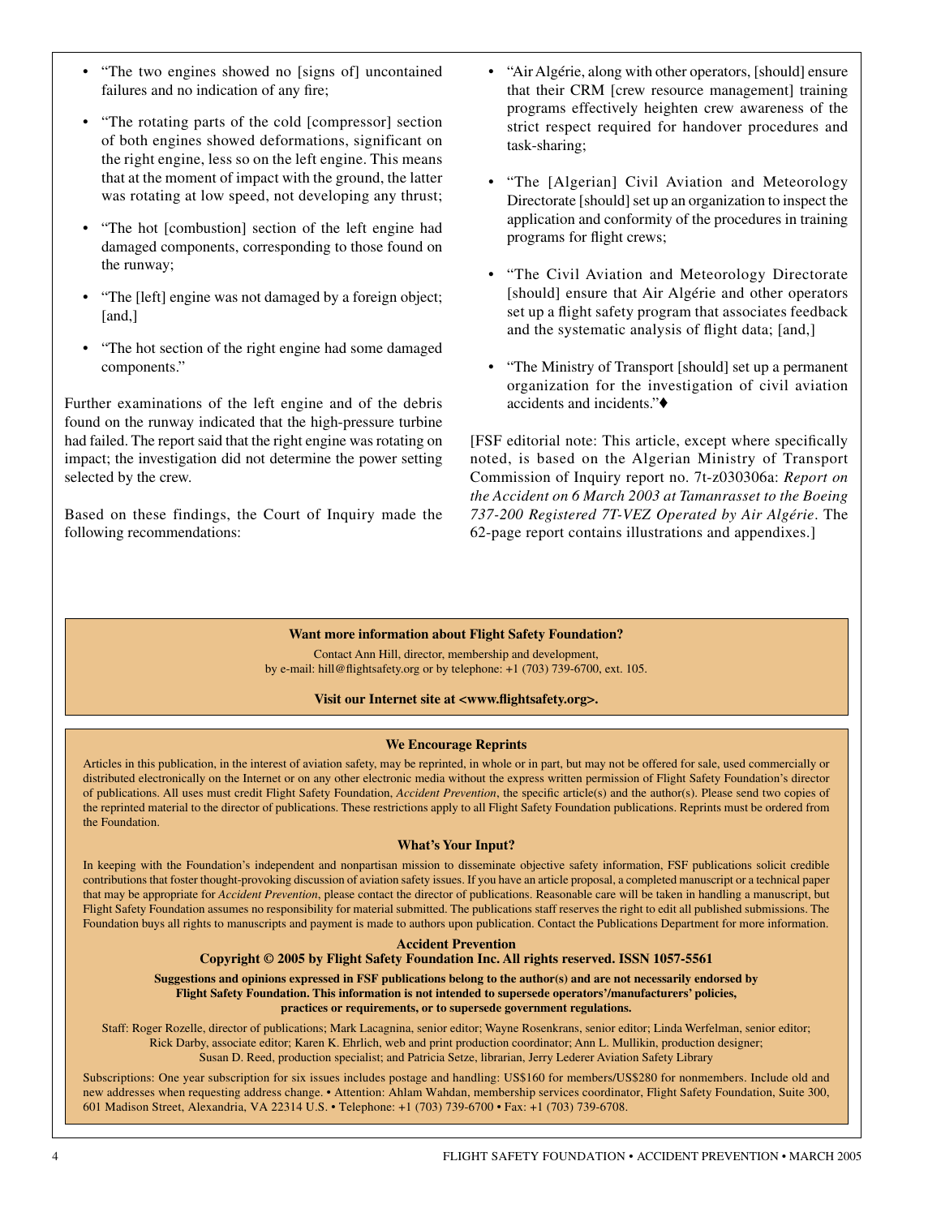- "The two engines showed no [signs of] uncontained failures and no indication of any fire;
- "The rotating parts of the cold [compressor] section of both engines showed deformations, significant on the right engine, less so on the left engine. This means that at the moment of impact with the ground, the latter was rotating at low speed, not developing any thrust;
- "The hot [combustion] section of the left engine had damaged components, corresponding to those found on the runway;
- "The [left] engine was not damaged by a foreign object; [and,]
- "The hot section of the right engine had some damaged components."

Further examinations of the left engine and of the debris found on the runway indicated that the high-pressure turbine had failed. The report said that the right engine was rotating on impact; the investigation did not determine the power setting selected by the crew.

Based on these findings, the Court of Inquiry made the following recommendations:

- "Air Algérie, along with other operators, [should] ensure that their CRM [crew resource management] training programs effectively heighten crew awareness of the strict respect required for handover procedures and task-sharing;
- "The [Algerian] Civil Aviation and Meteorology Directorate [should] set up an organization to inspect the application and conformity of the procedures in training programs for flight crews;
- "The Civil Aviation and Meteorology Directorate [should] ensure that Air Algérie and other operators set up a flight safety program that associates feedback and the systematic analysis of flight data; [and,]
- "The Ministry of Transport [should] set up a permanent organization for the investigation of civil aviation accidents and incidents."♦

[FSF editorial note: This article, except where specifically noted, is based on the Algerian Ministry of Transport Commission of Inquiry report no. 7t-z030306a: *Report on the Accident on 6 March 2003 at Tamanrasset to the Boeing 737-200 Registered 7T-VEZ Operated by Air Algérie*. The 62-page report contains illustrations and appendixes.]

**Want more information about Flight Safety Foundation?**

Contact Ann Hill, director, membership and development,
by e-mail: hill@flightsafety.org or by telephone: +1 (703) 739-6700, ext. 105.

**Visit our Internet site at <www.flightsafety.org>.**

**We Encourage Reprints**

Articles in this publication, in the interest of aviation safety, may be reprinted, in whole or in part, but may not be offered for sale, used commercially or distributed electronically on the Internet or on any other electronic media without the express written permission of Flight Safety Foundation's director of publications. All uses must credit Flight Safety Foundation, *Accident Prevention*, the specific article(s) and the author(s). Please send two copies of the reprinted material to the director of publications. These restrictions apply to all Flight Safety Foundation publications. Reprints must be ordered from the Foundation.

**What's Your Input?**

In keeping with the Foundation's independent and nonpartisan mission to disseminate objective safety information, FSF publications solicit credible contributions that foster thought-provoking discussion of aviation safety issues. If you have an article proposal, a completed manuscript or a technical paper that may be appropriate for *Accident Prevention*, please contact the director of publications. Reasonable care will be taken in handling a manuscript, but Flight Safety Foundation assumes no responsibility for material submitted. The publications staff reserves the right to edit all published submissions. The Foundation buys all rights to manuscripts and payment is made to authors upon publication. Contact the Publications Department for more information.

**Accident Prevention**
**Copyright © 2005 by Flight Safety Foundation Inc. All rights reserved. ISSN 1057-5561**

**Suggestions and opinions expressed in FSF publications belong to the author(s) and are not necessarily endorsed by Flight Safety Foundation. This information is not intended to supersede operators'/manufacturers' policies, practices or requirements, or to supersede government regulations.**

Staff: Roger Rozelle, director of publications; Mark Lacagnina, senior editor; Wayne Rosenkrans, senior editor; Linda Werfelman, senior editor; Rick Darby, associate editor; Karen K. Ehrlich, web and print production coordinator; Ann L. Mullikin, production designer; Susan D. Reed, production specialist; and Patricia Setze, librarian, Jerry Lederer Aviation Safety Library

Subscriptions: One year subscription for six issues includes postage and handling: US$160 for members/US$280 for nonmembers. Include old and new addresses when requesting address change. • Attention: Ahlam Wahdan, membership services coordinator, Flight Safety Foundation, Suite 300, 601 Madison Street, Alexandria, VA 22314 U.S. • Telephone: +1 (703) 739-6700 • Fax: +1 (703) 739-6708.